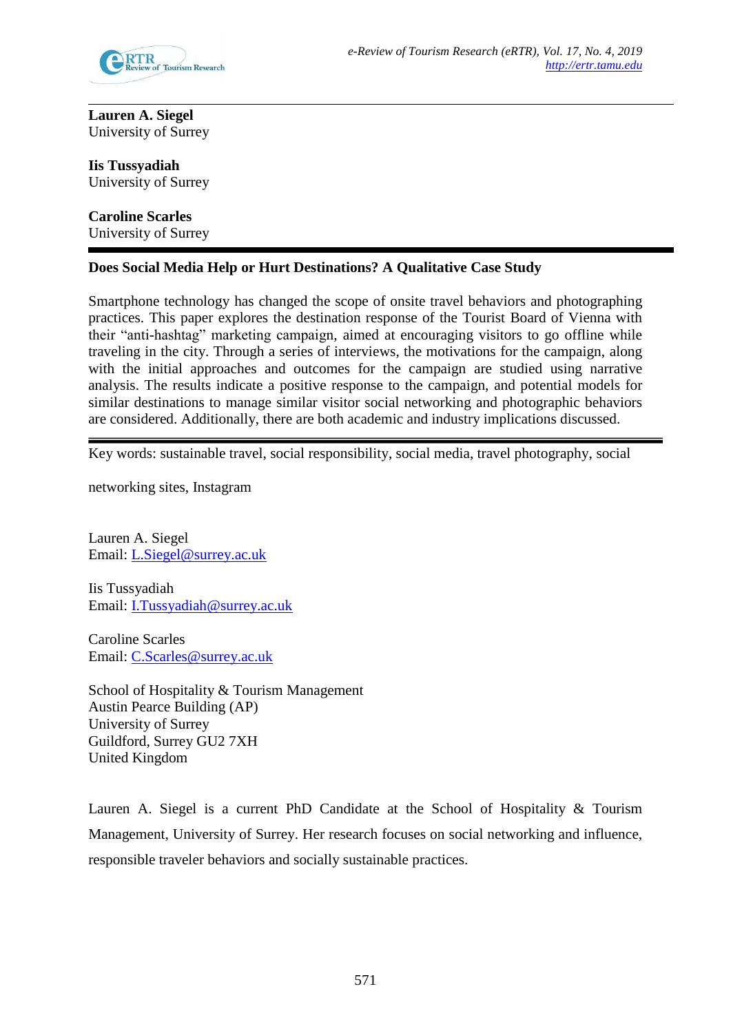**Lauren A. Siegel**
University of Surrey

**Iis Tussyadiah**
University of Surrey

**Caroline Scarles**
University of Surrey

# Does Social Media Help or Hurt Destinations? A Qualitative Case Study

Smartphone technology has changed the scope of onsite travel behaviors and photographing practices. This paper explores the destination response of the Tourist Board of Vienna with their "anti-hashtag" marketing campaign, aimed at encouraging visitors to go offline while traveling in the city. Through a series of interviews, the motivations for the campaign, along with the initial approaches and outcomes for the campaign are studied using narrative analysis. The results indicate a positive response to the campaign, and potential models for similar destinations to manage similar visitor social networking and photographic behaviors are considered. Additionally, there are both academic and industry implications discussed.

Key words: sustainable travel, social responsibility, social media, travel photography, social networking sites, Instagram

Lauren A. Siegel
Email: L.Siegel@surrey.ac.uk

Iis Tussyadiah
Email: I.Tussyadiah@surrey.ac.uk

Caroline Scarles
Email: C.Scarles@surrey.ac.uk

School of Hospitality & Tourism Management
Austin Pearce Building (AP)
University of Surrey
Guildford, Surrey GU2 7XH
United Kingdom

Lauren A. Siegel is a current PhD Candidate at the School of Hospitality & Tourism Management, University of Surrey. Her research focuses on social networking and influence, responsible traveler behaviors and socially sustainable practices.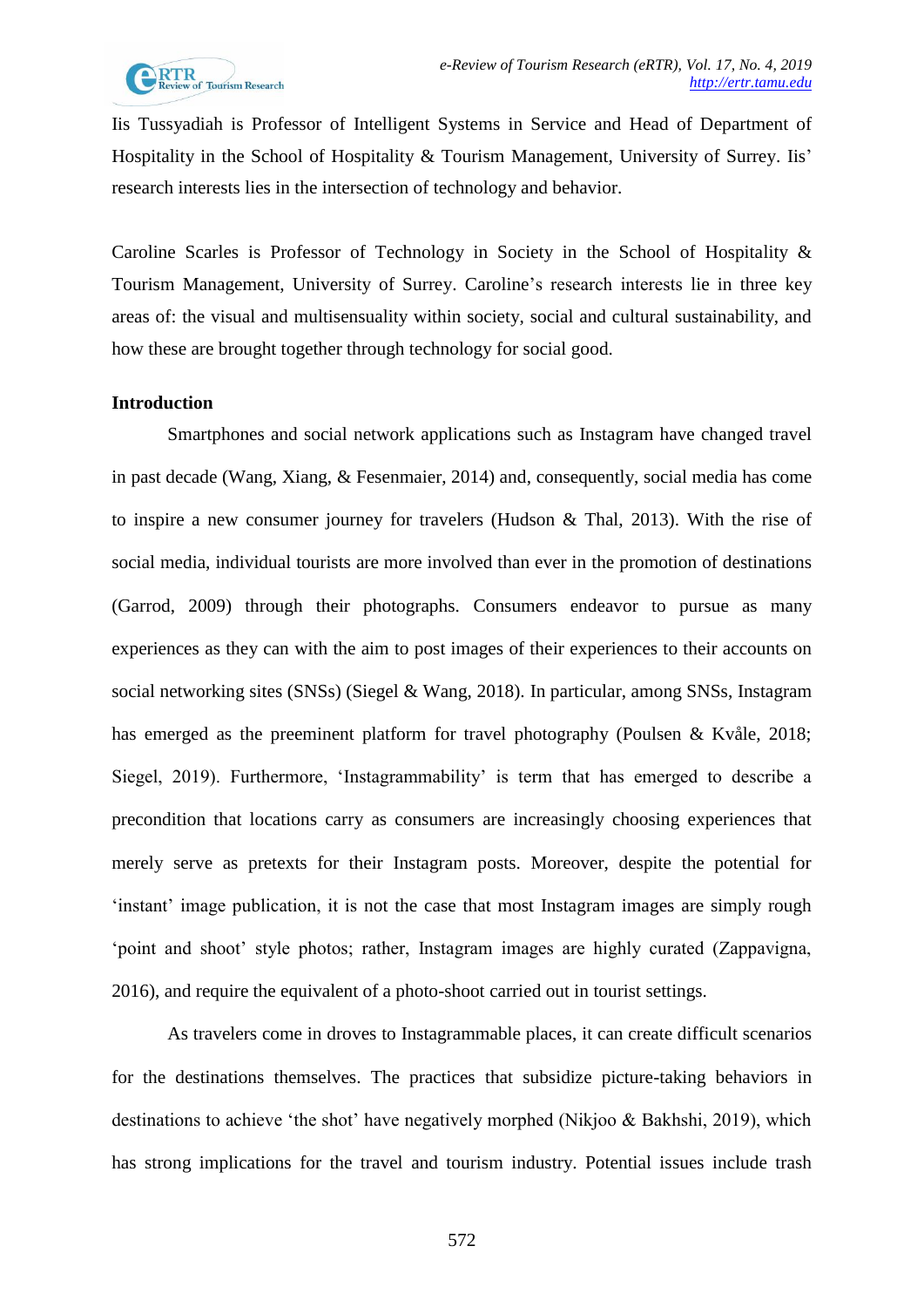Iis Tussyadiah is Professor of Intelligent Systems in Service and Head of Department of Hospitality in the School of Hospitality & Tourism Management, University of Surrey. Iis' research interests lies in the intersection of technology and behavior.

Caroline Scarles is Professor of Technology in Society in the School of Hospitality & Tourism Management, University of Surrey. Caroline's research interests lie in three key areas of: the visual and multisensuality within society, social and cultural sustainability, and how these are brought together through technology for social good.

## Introduction

Smartphones and social network applications such as Instagram have changed travel in past decade (Wang, Xiang, & Fesenmaier, 2014) and, consequently, social media has come to inspire a new consumer journey for travelers (Hudson & Thal, 2013). With the rise of social media, individual tourists are more involved than ever in the promotion of destinations (Garrod, 2009) through their photographs. Consumers endeavor to pursue as many experiences as they can with the aim to post images of their experiences to their accounts on social networking sites (SNSs) (Siegel & Wang, 2018). In particular, among SNSs, Instagram has emerged as the preeminent platform for travel photography (Poulsen & Kvåle, 2018; Siegel, 2019). Furthermore, 'Instagrammability' is term that has emerged to describe a precondition that locations carry as consumers are increasingly choosing experiences that merely serve as pretexts for their Instagram posts. Moreover, despite the potential for 'instant' image publication, it is not the case that most Instagram images are simply rough 'point and shoot' style photos; rather, Instagram images are highly curated (Zappavigna, 2016), and require the equivalent of a photo-shoot carried out in tourist settings.

As travelers come in droves to Instagrammable places, it can create difficult scenarios for the destinations themselves. The practices that subsidize picture-taking behaviors in destinations to achieve 'the shot' have negatively morphed (Nikjoo & Bakhshi, 2019), which has strong implications for the travel and tourism industry. Potential issues include trash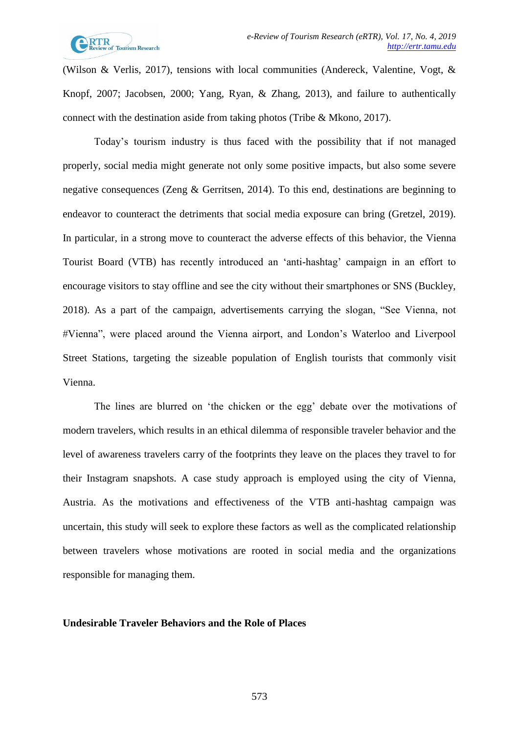(Wilson & Verlis, 2017), tensions with local communities (Andereck, Valentine, Vogt, & Knopf, 2007; Jacobsen, 2000; Yang, Ryan, & Zhang, 2013), and failure to authentically connect with the destination aside from taking photos (Tribe & Mkono, 2017).

Today's tourism industry is thus faced with the possibility that if not managed properly, social media might generate not only some positive impacts, but also some severe negative consequences (Zeng & Gerritsen, 2014). To this end, destinations are beginning to endeavor to counteract the detriments that social media exposure can bring (Gretzel, 2019). In particular, in a strong move to counteract the adverse effects of this behavior, the Vienna Tourist Board (VTB) has recently introduced an 'anti-hashtag' campaign in an effort to encourage visitors to stay offline and see the city without their smartphones or SNS (Buckley, 2018). As a part of the campaign, advertisements carrying the slogan, "See Vienna, not #Vienna", were placed around the Vienna airport, and London's Waterloo and Liverpool Street Stations, targeting the sizeable population of English tourists that commonly visit Vienna.

The lines are blurred on 'the chicken or the egg' debate over the motivations of modern travelers, which results in an ethical dilemma of responsible traveler behavior and the level of awareness travelers carry of the footprints they leave on the places they travel to for their Instagram snapshots. A case study approach is employed using the city of Vienna, Austria. As the motivations and effectiveness of the VTB anti-hashtag campaign was uncertain, this study will seek to explore these factors as well as the complicated relationship between travelers whose motivations are rooted in social media and the organizations responsible for managing them.

## Undesirable Traveler Behaviors and the Role of Places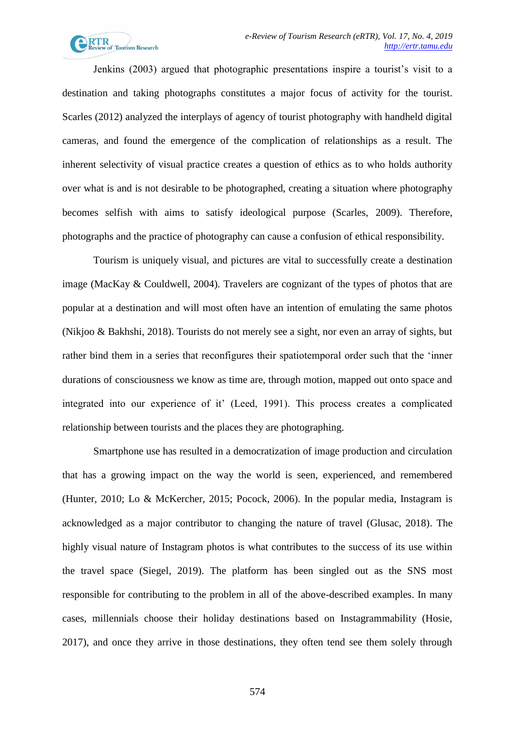Jenkins (2003) argued that photographic presentations inspire a tourist's visit to a destination and taking photographs constitutes a major focus of activity for the tourist. Scarles (2012) analyzed the interplays of agency of tourist photography with handheld digital cameras, and found the emergence of the complication of relationships as a result. The inherent selectivity of visual practice creates a question of ethics as to who holds authority over what is and is not desirable to be photographed, creating a situation where photography becomes selfish with aims to satisfy ideological purpose (Scarles, 2009). Therefore, photographs and the practice of photography can cause a confusion of ethical responsibility.

Tourism is uniquely visual, and pictures are vital to successfully create a destination image (MacKay & Couldwell, 2004). Travelers are cognizant of the types of photos that are popular at a destination and will most often have an intention of emulating the same photos (Nikjoo & Bakhshi, 2018). Tourists do not merely see a sight, nor even an array of sights, but rather bind them in a series that reconfigures their spatiotemporal order such that the 'inner durations of consciousness we know as time are, through motion, mapped out onto space and integrated into our experience of it' (Leed, 1991). This process creates a complicated relationship between tourists and the places they are photographing.

Smartphone use has resulted in a democratization of image production and circulation that has a growing impact on the way the world is seen, experienced, and remembered (Hunter, 2010; Lo & McKercher, 2015; Pocock, 2006). In the popular media, Instagram is acknowledged as a major contributor to changing the nature of travel (Glusac, 2018). The highly visual nature of Instagram photos is what contributes to the success of its use within the travel space (Siegel, 2019). The platform has been singled out as the SNS most responsible for contributing to the problem in all of the above-described examples. In many cases, millennials choose their holiday destinations based on Instagrammability (Hosie, 2017), and once they arrive in those destinations, they often tend see them solely through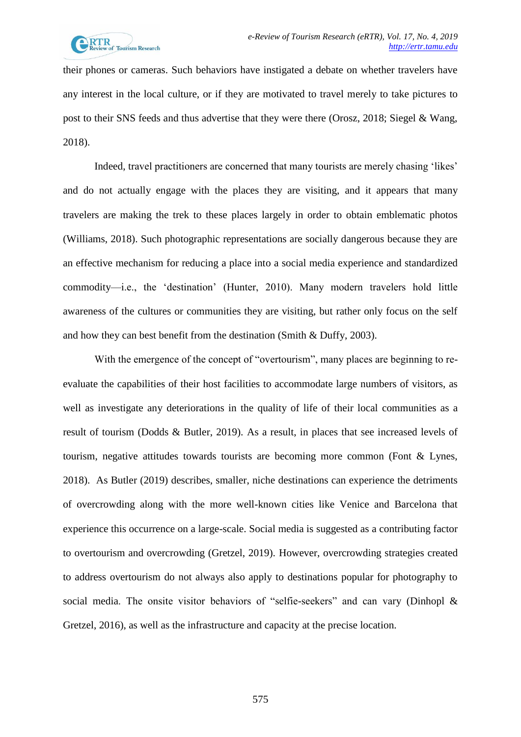their phones or cameras. Such behaviors have instigated a debate on whether travelers have any interest in the local culture, or if they are motivated to travel merely to take pictures to post to their SNS feeds and thus advertise that they were there (Orosz, 2018; Siegel & Wang, 2018).

Indeed, travel practitioners are concerned that many tourists are merely chasing 'likes' and do not actually engage with the places they are visiting, and it appears that many travelers are making the trek to these places largely in order to obtain emblematic photos (Williams, 2018). Such photographic representations are socially dangerous because they are an effective mechanism for reducing a place into a social media experience and standardized commodity—i.e., the 'destination' (Hunter, 2010). Many modern travelers hold little awareness of the cultures or communities they are visiting, but rather only focus on the self and how they can best benefit from the destination (Smith & Duffy, 2003).

With the emergence of the concept of "overtourism", many places are beginning to re-evaluate the capabilities of their host facilities to accommodate large numbers of visitors, as well as investigate any deteriorations in the quality of life of their local communities as a result of tourism (Dodds & Butler, 2019). As a result, in places that see increased levels of tourism, negative attitudes towards tourists are becoming more common (Font & Lynes, 2018). As Butler (2019) describes, smaller, niche destinations can experience the detriments of overcrowding along with the more well-known cities like Venice and Barcelona that experience this occurrence on a large-scale. Social media is suggested as a contributing factor to overtourism and overcrowding (Gretzel, 2019). However, overcrowding strategies created to address overtourism do not always also apply to destinations popular for photography to social media. The onsite visitor behaviors of "selfie-seekers" and can vary (Dinhopl & Gretzel, 2016), as well as the infrastructure and capacity at the precise location.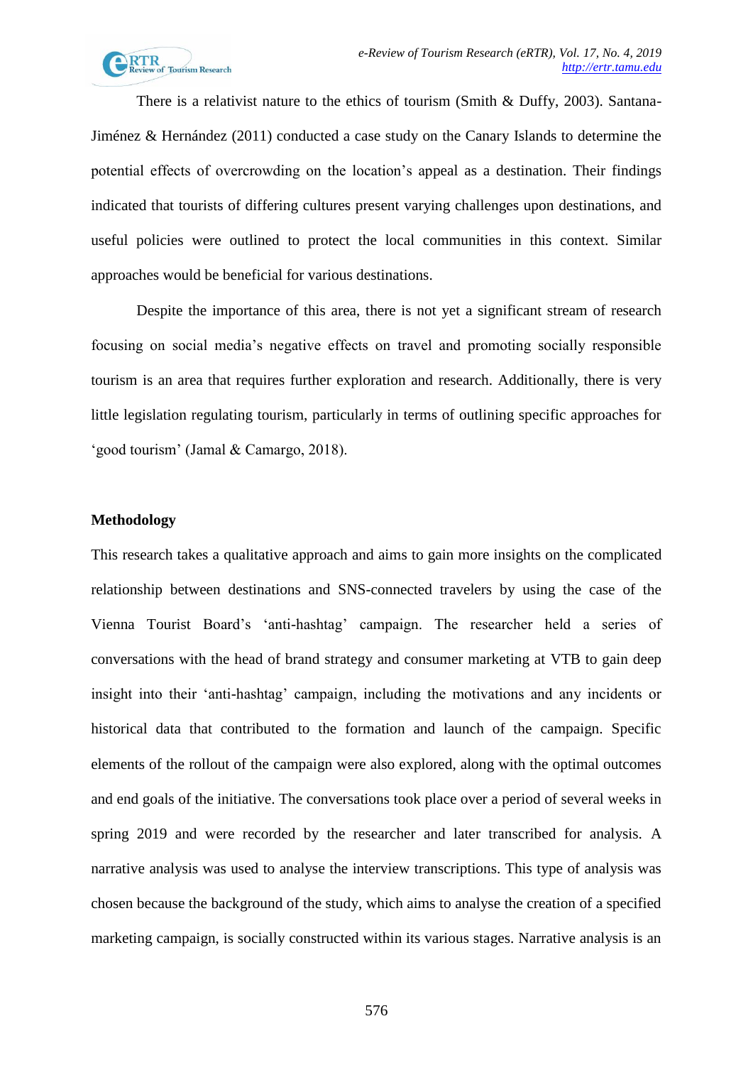There is a relativist nature to the ethics of tourism (Smith & Duffy, 2003). Santana-Jiménez & Hernández (2011) conducted a case study on the Canary Islands to determine the potential effects of overcrowding on the location's appeal as a destination. Their findings indicated that tourists of differing cultures present varying challenges upon destinations, and useful policies were outlined to protect the local communities in this context. Similar approaches would be beneficial for various destinations.

Despite the importance of this area, there is not yet a significant stream of research focusing on social media's negative effects on travel and promoting socially responsible tourism is an area that requires further exploration and research. Additionally, there is very little legislation regulating tourism, particularly in terms of outlining specific approaches for 'good tourism' (Jamal & Camargo, 2018).

## Methodology

This research takes a qualitative approach and aims to gain more insights on the complicated relationship between destinations and SNS-connected travelers by using the case of the Vienna Tourist Board's 'anti-hashtag' campaign. The researcher held a series of conversations with the head of brand strategy and consumer marketing at VTB to gain deep insight into their 'anti-hashtag' campaign, including the motivations and any incidents or historical data that contributed to the formation and launch of the campaign. Specific elements of the rollout of the campaign were also explored, along with the optimal outcomes and end goals of the initiative. The conversations took place over a period of several weeks in spring 2019 and were recorded by the researcher and later transcribed for analysis. A narrative analysis was used to analyse the interview transcriptions. This type of analysis was chosen because the background of the study, which aims to analyse the creation of a specified marketing campaign, is socially constructed within its various stages. Narrative analysis is an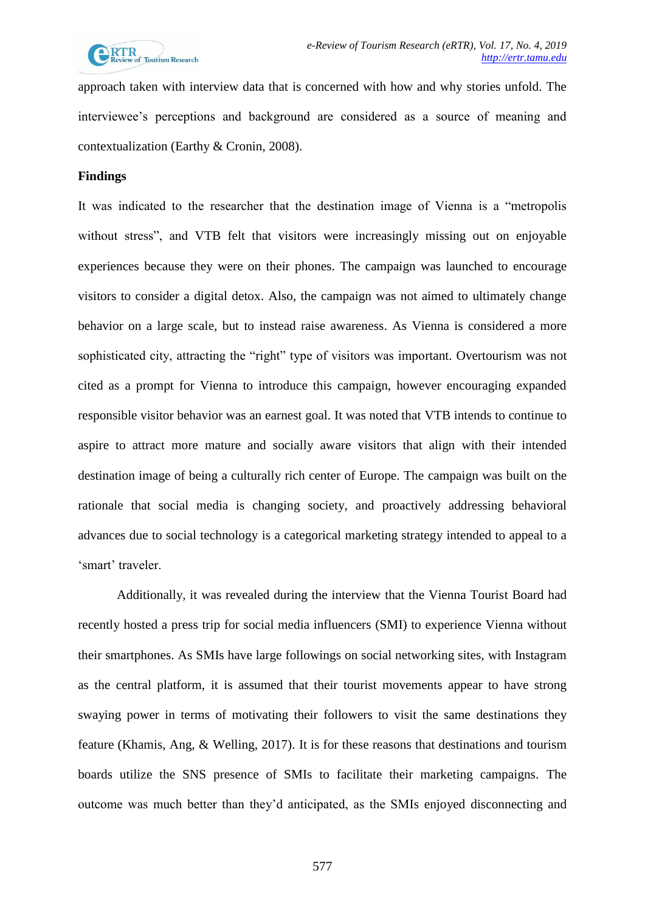approach taken with interview data that is concerned with how and why stories unfold. The interviewee's perceptions and background are considered as a source of meaning and contextualization (Earthy & Cronin, 2008).

**Findings**

It was indicated to the researcher that the destination image of Vienna is a "metropolis without stress", and VTB felt that visitors were increasingly missing out on enjoyable experiences because they were on their phones. The campaign was launched to encourage visitors to consider a digital detox. Also, the campaign was not aimed to ultimately change behavior on a large scale, but to instead raise awareness. As Vienna is considered a more sophisticated city, attracting the "right" type of visitors was important. Overtourism was not cited as a prompt for Vienna to introduce this campaign, however encouraging expanded responsible visitor behavior was an earnest goal. It was noted that VTB intends to continue to aspire to attract more mature and socially aware visitors that align with their intended destination image of being a culturally rich center of Europe. The campaign was built on the rationale that social media is changing society, and proactively addressing behavioral advances due to social technology is a categorical marketing strategy intended to appeal to a 'smart' traveler.

Additionally, it was revealed during the interview that the Vienna Tourist Board had recently hosted a press trip for social media influencers (SMI) to experience Vienna without their smartphones. As SMIs have large followings on social networking sites, with Instagram as the central platform, it is assumed that their tourist movements appear to have strong swaying power in terms of motivating their followers to visit the same destinations they feature (Khamis, Ang, & Welling, 2017). It is for these reasons that destinations and tourism boards utilize the SNS presence of SMIs to facilitate their marketing campaigns. The outcome was much better than they'd anticipated, as the SMIs enjoyed disconnecting and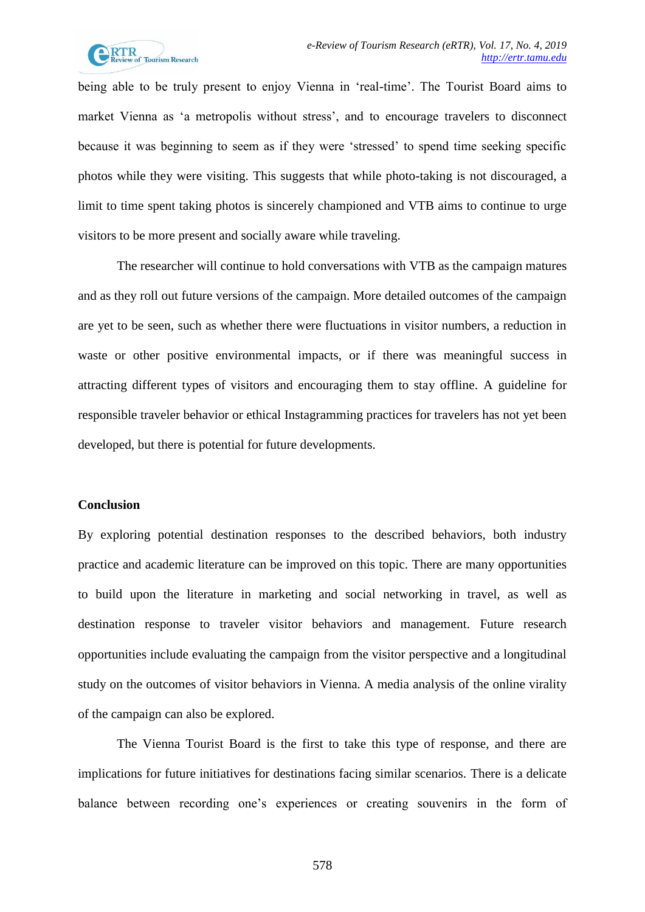being able to be truly present to enjoy Vienna in 'real-time'. The Tourist Board aims to market Vienna as 'a metropolis without stress', and to encourage travelers to disconnect because it was beginning to seem as if they were 'stressed' to spend time seeking specific photos while they were visiting. This suggests that while photo-taking is not discouraged, a limit to time spent taking photos is sincerely championed and VTB aims to continue to urge visitors to be more present and socially aware while traveling.

The researcher will continue to hold conversations with VTB as the campaign matures and as they roll out future versions of the campaign. More detailed outcomes of the campaign are yet to be seen, such as whether there were fluctuations in visitor numbers, a reduction in waste or other positive environmental impacts, or if there was meaningful success in attracting different types of visitors and encouraging them to stay offline. A guideline for responsible traveler behavior or ethical Instagramming practices for travelers has not yet been developed, but there is potential for future developments.

## Conclusion

By exploring potential destination responses to the described behaviors, both industry practice and academic literature can be improved on this topic. There are many opportunities to build upon the literature in marketing and social networking in travel, as well as destination response to traveler visitor behaviors and management. Future research opportunities include evaluating the campaign from the visitor perspective and a longitudinal study on the outcomes of visitor behaviors in Vienna. A media analysis of the online virality of the campaign can also be explored.

The Vienna Tourist Board is the first to take this type of response, and there are implications for future initiatives for destinations facing similar scenarios. There is a delicate balance between recording one's experiences or creating souvenirs in the form of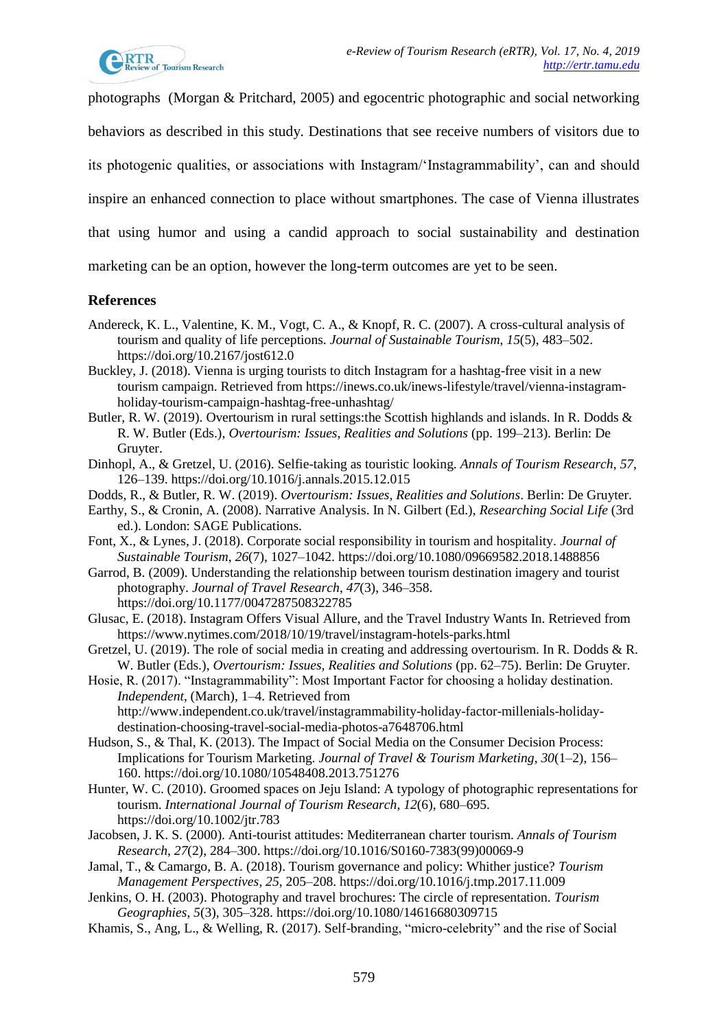photographs (Morgan & Pritchard, 2005) and egocentric photographic and social networking behaviors as described in this study. Destinations that see receive numbers of visitors due to its photogenic qualities, or associations with Instagram/'Instagrammability', can and should inspire an enhanced connection to place without smartphones. The case of Vienna illustrates that using humor and using a candid approach to social sustainability and destination marketing can be an option, however the long-term outcomes are yet to be seen.

## References

Andereck, K. L., Valentine, K. M., Vogt, C. A., & Knopf, R. C. (2007). A cross-cultural analysis of tourism and quality of life perceptions. *Journal of Sustainable Tourism*, *15*(5), 483–502. https://doi.org/10.2167/jost612.0

Buckley, J. (2018). Vienna is urging tourists to ditch Instagram for a hashtag-free visit in a new tourism campaign. Retrieved from https://inews.co.uk/inews-lifestyle/travel/vienna-instagram-holiday-tourism-campaign-hashtag-free-unhashtag/

Butler, R. W. (2019). Overtourism in rural settings:the Scottish highlands and islands. In R. Dodds & R. W. Butler (Eds.), *Overtourism: Issues, Realities and Solutions* (pp. 199–213). Berlin: De Gruyter.

Dinhopl, A., & Gretzel, U. (2016). Selfie-taking as touristic looking. *Annals of Tourism Research*, *57*, 126–139. https://doi.org/10.1016/j.annals.2015.12.015

Dodds, R., & Butler, R. W. (2019). *Overtourism: Issues, Realities and Solutions*. Berlin: De Gruyter.

Earthy, S., & Cronin, A. (2008). Narrative Analysis. In N. Gilbert (Ed.), *Researching Social Life* (3rd ed.). London: SAGE Publications.

Font, X., & Lynes, J. (2018). Corporate social responsibility in tourism and hospitality. *Journal of Sustainable Tourism*, *26*(7), 1027–1042. https://doi.org/10.1080/09669582.2018.1488856

Garrod, B. (2009). Understanding the relationship between tourism destination imagery and tourist photography. *Journal of Travel Research*, *47*(3), 346–358. https://doi.org/10.1177/0047287508322785

Glusac, E. (2018). Instagram Offers Visual Allure, and the Travel Industry Wants In. Retrieved from https://www.nytimes.com/2018/10/19/travel/instagram-hotels-parks.html

Gretzel, U. (2019). The role of social media in creating and addressing overtourism. In R. Dodds & R. W. Butler (Eds.), *Overtourism: Issues, Realities and Solutions* (pp. 62–75). Berlin: De Gruyter.

Hosie, R. (2017). "Instagrammability": Most Important Factor for choosing a holiday destination. *Independent*, (March), 1–4. Retrieved from http://www.independent.co.uk/travel/instagrammability-holiday-factor-millenials-holiday-destination-choosing-travel-social-media-photos-a7648706.html

Hudson, S., & Thal, K. (2013). The Impact of Social Media on the Consumer Decision Process: Implications for Tourism Marketing. *Journal of Travel & Tourism Marketing*, *30*(1–2), 156–160. https://doi.org/10.1080/10548408.2013.751276

Hunter, W. C. (2010). Groomed spaces on Jeju Island: A typology of photographic representations for tourism. *International Journal of Tourism Research*, *12*(6), 680–695. https://doi.org/10.1002/jtr.783

Jacobsen, J. K. S. (2000). Anti-tourist attitudes: Mediterranean charter tourism. *Annals of Tourism Research*, *27*(2), 284–300. https://doi.org/10.1016/S0160-7383(99)00069-9

Jamal, T., & Camargo, B. A. (2018). Tourism governance and policy: Whither justice? *Tourism Management Perspectives*, *25*, 205–208. https://doi.org/10.1016/j.tmp.2017.11.009

Jenkins, O. H. (2003). Photography and travel brochures: The circle of representation. *Tourism Geographies*, *5*(3), 305–328. https://doi.org/10.1080/14616680309715

Khamis, S., Ang, L., & Welling, R. (2017). Self-branding, "micro-celebrity" and the rise of Social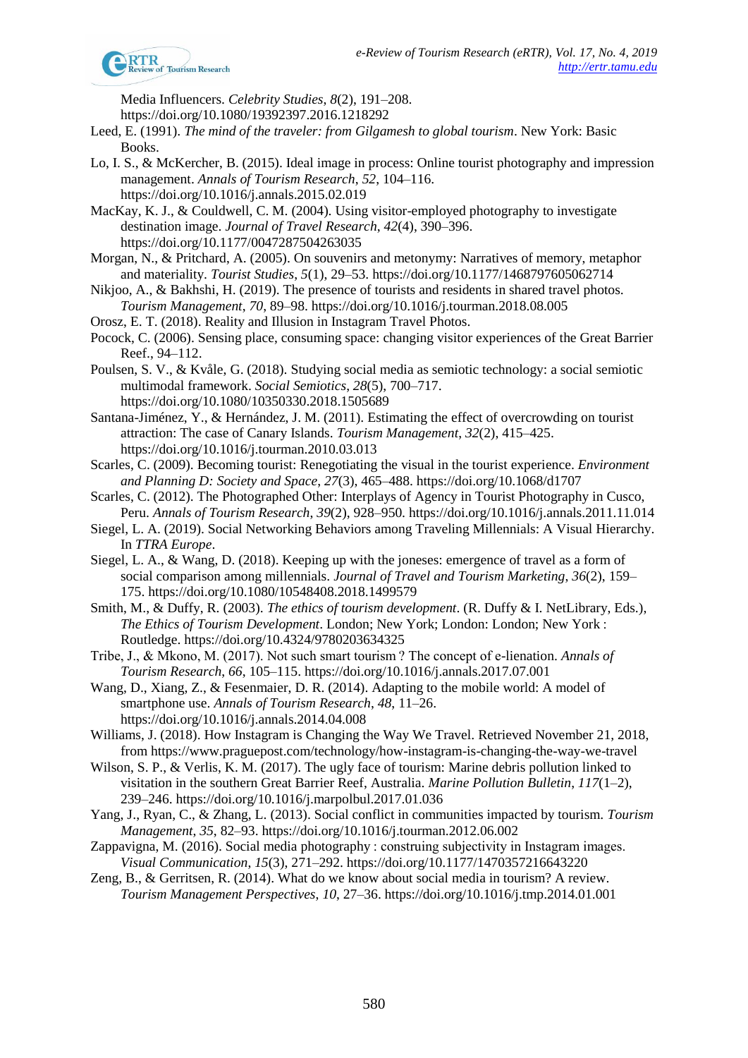Media Influencers. *Celebrity Studies*, *8*(2), 191–208. https://doi.org/10.1080/19392397.2016.1218292

Leed, E. (1991). *The mind of the traveler: from Gilgamesh to global tourism*. New York: Basic Books.

Lo, I. S., & McKercher, B. (2015). Ideal image in process: Online tourist photography and impression management. *Annals of Tourism Research*, *52*, 104–116. https://doi.org/10.1016/j.annals.2015.02.019

MacKay, K. J., & Couldwell, C. M. (2004). Using visitor-employed photography to investigate destination image. *Journal of Travel Research*, *42*(4), 390–396. https://doi.org/10.1177/0047287504263035

Morgan, N., & Pritchard, A. (2005). On souvenirs and metonymy: Narratives of memory, metaphor and materiality. *Tourist Studies*, *5*(1), 29–53. https://doi.org/10.1177/1468797605062714

Nikjoo, A., & Bakhshi, H. (2019). The presence of tourists and residents in shared travel photos. *Tourism Management*, *70*, 89–98. https://doi.org/10.1016/j.tourman.2018.08.005

Orosz, E. T. (2018). Reality and Illusion in Instagram Travel Photos.

Pocock, C. (2006). Sensing place, consuming space: changing visitor experiences of the Great Barrier Reef., 94–112.

Poulsen, S. V., & Kvåle, G. (2018). Studying social media as semiotic technology: a social semiotic multimodal framework. *Social Semiotics*, *28*(5), 700–717. https://doi.org/10.1080/10350330.2018.1505689

Santana-Jiménez, Y., & Hernández, J. M. (2011). Estimating the effect of overcrowding on tourist attraction: The case of Canary Islands. *Tourism Management*, *32*(2), 415–425. https://doi.org/10.1016/j.tourman.2010.03.013

Scarles, C. (2009). Becoming tourist: Renegotiating the visual in the tourist experience. *Environment and Planning D: Society and Space*, *27*(3), 465–488. https://doi.org/10.1068/d1707

Scarles, C. (2012). The Photographed Other: Interplays of Agency in Tourist Photography in Cusco, Peru. *Annals of Tourism Research*, *39*(2), 928–950. https://doi.org/10.1016/j.annals.2011.11.014

Siegel, L. A. (2019). Social Networking Behaviors among Traveling Millennials: A Visual Hierarchy. In *TTRA Europe*.

Siegel, L. A., & Wang, D. (2018). Keeping up with the joneses: emergence of travel as a form of social comparison among millennials. *Journal of Travel and Tourism Marketing*, *36*(2), 159–175. https://doi.org/10.1080/10548408.2018.1499579

Smith, M., & Duffy, R. (2003). *The ethics of tourism development*. (R. Duffy & I. NetLibrary, Eds.), *The Ethics of Tourism Development*. London; New York; London: London; New York : Routledge. https://doi.org/10.4324/9780203634325

Tribe, J., & Mkono, M. (2017). Not such smart tourism ? The concept of e-lienation. *Annals of Tourism Research*, *66*, 105–115. https://doi.org/10.1016/j.annals.2017.07.001

Wang, D., Xiang, Z., & Fesenmaier, D. R. (2014). Adapting to the mobile world: A model of smartphone use. *Annals of Tourism Research*, *48*, 11–26. https://doi.org/10.1016/j.annals.2014.04.008

Williams, J. (2018). How Instagram is Changing the Way We Travel. Retrieved November 21, 2018, from https://www.praguepost.com/technology/how-instagram-is-changing-the-way-we-travel

Wilson, S. P., & Verlis, K. M. (2017). The ugly face of tourism: Marine debris pollution linked to visitation in the southern Great Barrier Reef, Australia. *Marine Pollution Bulletin*, *117*(1–2), 239–246. https://doi.org/10.1016/j.marpolbul.2017.01.036

Yang, J., Ryan, C., & Zhang, L. (2013). Social conflict in communities impacted by tourism. *Tourism Management*, *35*, 82–93. https://doi.org/10.1016/j.tourman.2012.06.002

Zappavigna, M. (2016). Social media photography : construing subjectivity in Instagram images. *Visual Communication*, *15*(3), 271–292. https://doi.org/10.1177/1470357216643220

Zeng, B., & Gerritsen, R. (2014). What do we know about social media in tourism? A review. *Tourism Management Perspectives*, *10*, 27–36. https://doi.org/10.1016/j.tmp.2014.01.001